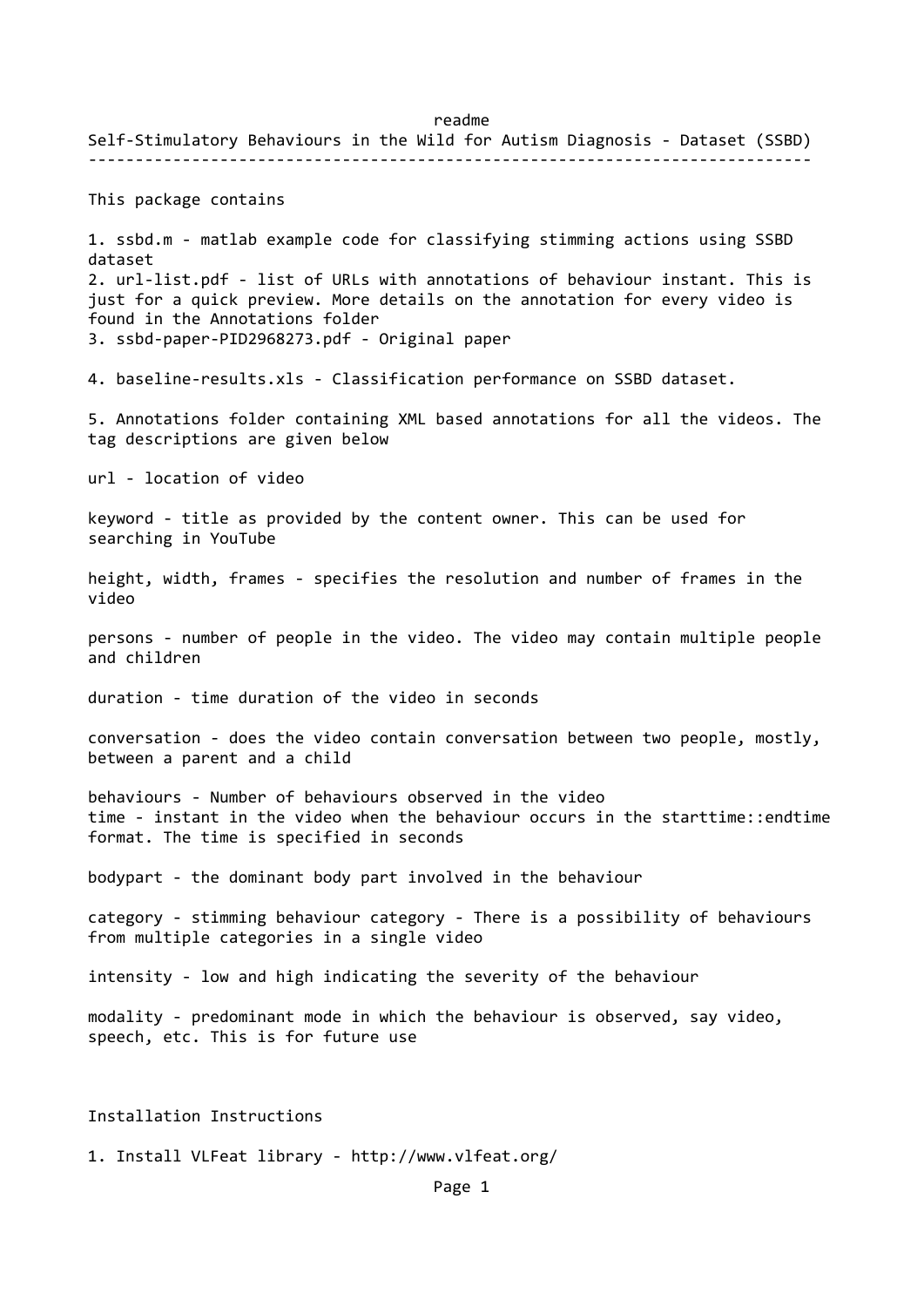readme

# Self-Stimulatory Behaviours in the Wild for Autism Diagnosis - Dataset (SSBD)

---

This package contains

1. ssbd.m - matlab example code for classifying stimming actions using SSBD dataset
2. url-list.pdf - list of URLs with annotations of behaviour instant. This is just for a quick preview. More details on the annotation for every video is found in the Annotations folder
3. ssbd-paper-PID2968273.pdf - Original paper

4. baseline-results.xls - Classification performance on SSBD dataset.

5. Annotations folder containing XML based annotations for all the videos. The tag descriptions are given below

url - location of video

keyword - title as provided by the content owner. This can be used for searching in YouTube

height, width, frames - specifies the resolution and number of frames in the video

persons - number of people in the video. The video may contain multiple people and children

duration - time duration of the video in seconds

conversation - does the video contain conversation between two people, mostly, between a parent and a child

behaviours - Number of behaviours observed in the video
time - instant in the video when the behaviour occurs in the starttime::endtime format. The time is specified in seconds

bodypart - the dominant body part involved in the behaviour

category - stimming behaviour category - There is a possibility of behaviours from multiple categories in a single video

intensity - low and high indicating the severity of the behaviour

modality - predominant mode in which the behaviour is observed, say video, speech, etc. This is for future use

## Installation Instructions

1. Install VLFeat library - http://www.vlfeat.org/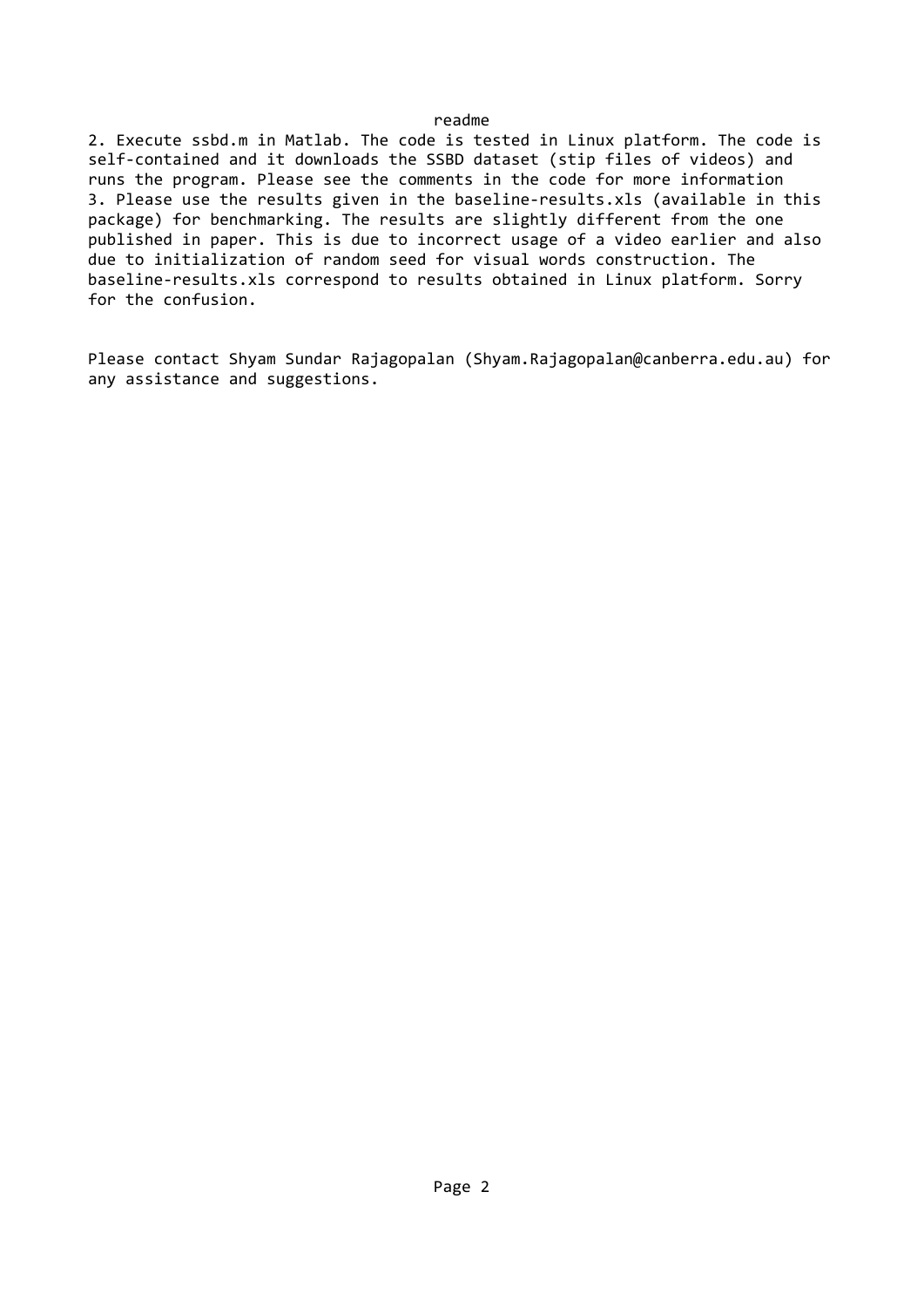2. Execute ssbd.m in Matlab. The code is tested in Linux platform. The code is self-contained and it downloads the SSBD dataset (stip files of videos) and runs the program. Please see the comments in the code for more information
3. Please use the results given in the baseline-results.xls (available in this package) for benchmarking. The results are slightly different from the one published in paper. This is due to incorrect usage of a video earlier and also due to initialization of random seed for visual words construction. The baseline-results.xls correspond to results obtained in Linux platform. Sorry for the confusion.

Please contact Shyam Sundar Rajagopalan (Shyam.Rajagopalan@canberra.edu.au) for any assistance and suggestions.